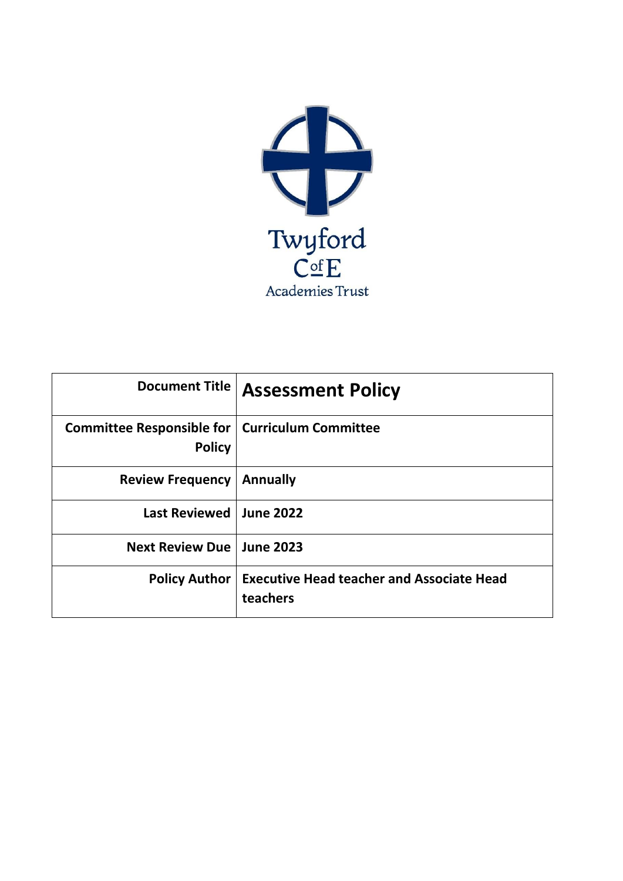Twyford C of E Academies Trust

| Document Title | **Assessment Policy** |
|---|---|
| **Committee Responsible for Policy** | **Curriculum Committee** |
| **Review Frequency** | **Annually** |
| **Last Reviewed** | **June 2022** |
| **Next Review Due** | **June 2023** |
| **Policy Author** | **Executive Head teacher and Associate Head teachers** |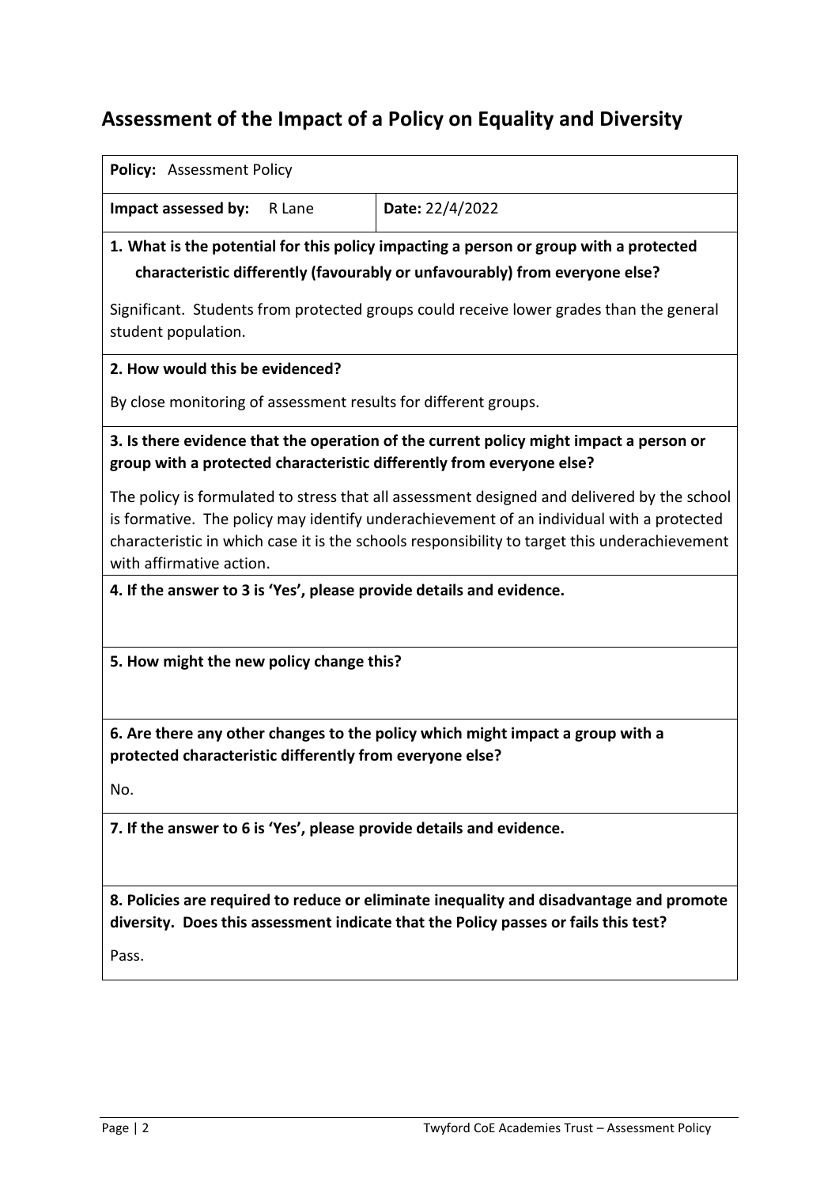## Assessment of the Impact of a Policy on Equality and Diversity

**Policy:** Assessment Policy

**Impact assessed by:** R Lane | **Date:** 22/4/2022

**1. What is the potential for this policy impacting a person or group with a protected characteristic differently (favourably or unfavourably) from everyone else?**

Significant. Students from protected groups could receive lower grades than the general student population.

**2. How would this be evidenced?**

By close monitoring of assessment results for different groups.

**3. Is there evidence that the operation of the current policy might impact a person or group with a protected characteristic differently from everyone else?**

The policy is formulated to stress that all assessment designed and delivered by the school is formative. The policy may identify underachievement of an individual with a protected characteristic in which case it is the schools responsibility to target this underachievement with affirmative action.

**4. If the answer to 3 is 'Yes', please provide details and evidence.**

**5. How might the new policy change this?**

**6. Are there any other changes to the policy which might impact a group with a protected characteristic differently from everyone else?**

No.

**7. If the answer to 6 is 'Yes', please provide details and evidence.**

**8. Policies are required to reduce or eliminate inequality and disadvantage and promote diversity. Does this assessment indicate that the Policy passes or fails this test?**

Pass.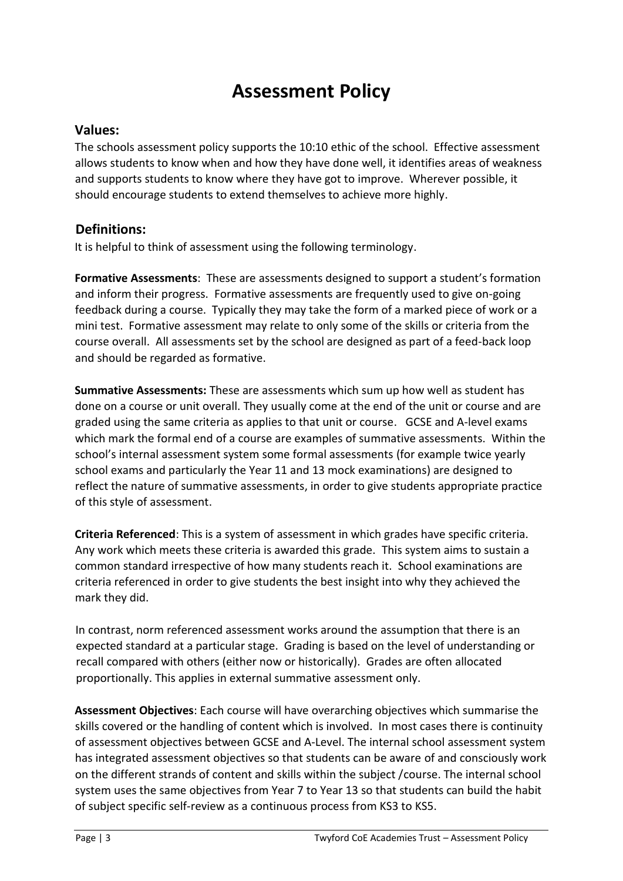# Assessment Policy

## Values:

The schools assessment policy supports the 10:10 ethic of the school. Effective assessment allows students to know when and how they have done well, it identifies areas of weakness and supports students to know where they have got to improve. Wherever possible, it should encourage students to extend themselves to achieve more highly.

## Definitions:

It is helpful to think of assessment using the following terminology.

**Formative Assessments**: These are assessments designed to support a student's formation and inform their progress. Formative assessments are frequently used to give on-going feedback during a course. Typically they may take the form of a marked piece of work or a mini test. Formative assessment may relate to only some of the skills or criteria from the course overall. All assessments set by the school are designed as part of a feed-back loop and should be regarded as formative.

**Summative Assessments:** These are assessments which sum up how well as student has done on a course or unit overall. They usually come at the end of the unit or course and are graded using the same criteria as applies to that unit or course. GCSE and A-level exams which mark the formal end of a course are examples of summative assessments. Within the school's internal assessment system some formal assessments (for example twice yearly school exams and particularly the Year 11 and 13 mock examinations) are designed to reflect the nature of summative assessments, in order to give students appropriate practice of this style of assessment.

**Criteria Referenced**: This is a system of assessment in which grades have specific criteria. Any work which meets these criteria is awarded this grade. This system aims to sustain a common standard irrespective of how many students reach it. School examinations are criteria referenced in order to give students the best insight into why they achieved the mark they did.

In contrast, norm referenced assessment works around the assumption that there is an expected standard at a particular stage. Grading is based on the level of understanding or recall compared with others (either now or historically). Grades are often allocated proportionally. This applies in external summative assessment only.

**Assessment Objectives**: Each course will have overarching objectives which summarise the skills covered or the handling of content which is involved. In most cases there is continuity of assessment objectives between GCSE and A-Level. The internal school assessment system has integrated assessment objectives so that students can be aware of and consciously work on the different strands of content and skills within the subject /course. The internal school system uses the same objectives from Year 7 to Year 13 so that students can build the habit of subject specific self-review as a continuous process from KS3 to KS5.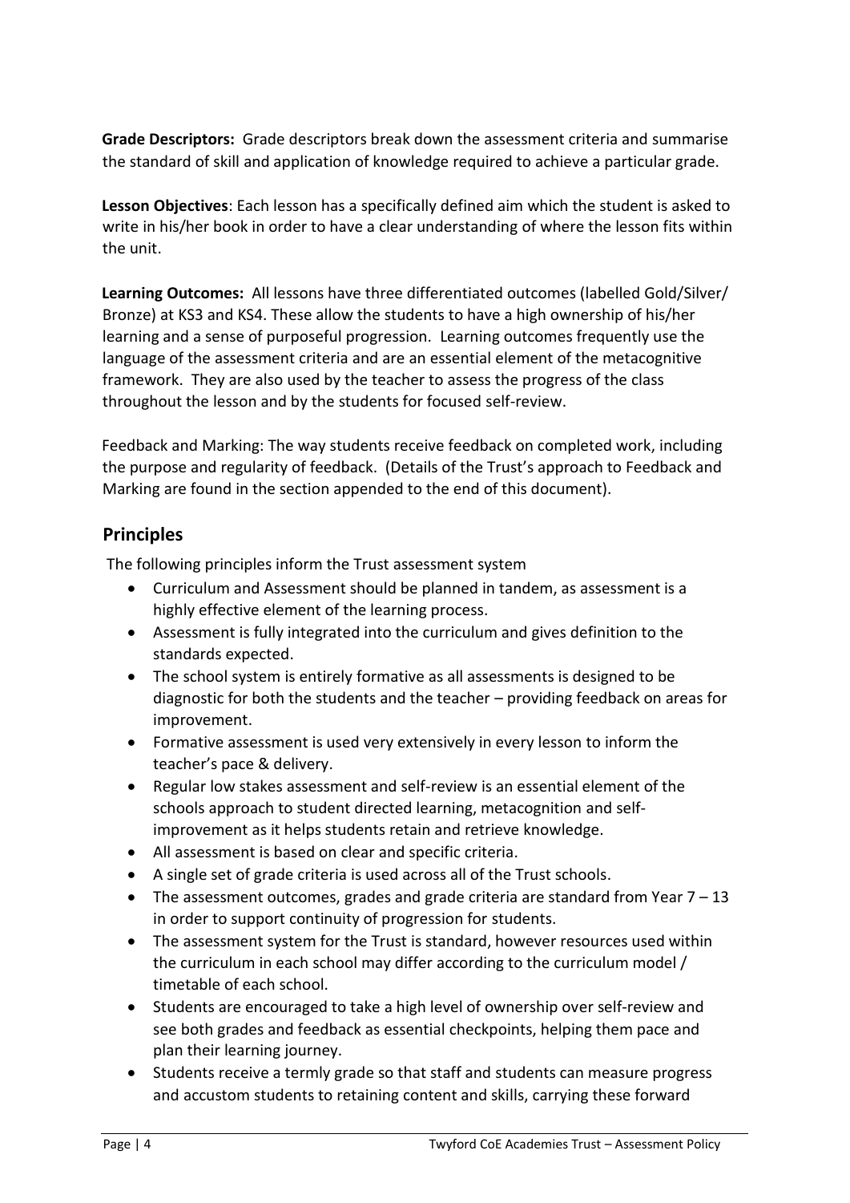**Grade Descriptors:** Grade descriptors break down the assessment criteria and summarise the standard of skill and application of knowledge required to achieve a particular grade.

**Lesson Objectives**: Each lesson has a specifically defined aim which the student is asked to write in his/her book in order to have a clear understanding of where the lesson fits within the unit.

**Learning Outcomes:** All lessons have three differentiated outcomes (labelled Gold/Silver/ Bronze) at KS3 and KS4. These allow the students to have a high ownership of his/her learning and a sense of purposeful progression. Learning outcomes frequently use the language of the assessment criteria and are an essential element of the metacognitive framework. They are also used by the teacher to assess the progress of the class throughout the lesson and by the students for focused self-review.

Feedback and Marking: The way students receive feedback on completed work, including the purpose and regularity of feedback. (Details of the Trust's approach to Feedback and Marking are found in the section appended to the end of this document).

## Principles

The following principles inform the Trust assessment system

- Curriculum and Assessment should be planned in tandem, as assessment is a highly effective element of the learning process.
- Assessment is fully integrated into the curriculum and gives definition to the standards expected.
- The school system is entirely formative as all assessments is designed to be diagnostic for both the students and the teacher – providing feedback on areas for improvement.
- Formative assessment is used very extensively in every lesson to inform the teacher's pace & delivery.
- Regular low stakes assessment and self-review is an essential element of the schools approach to student directed learning, metacognition and self-improvement as it helps students retain and retrieve knowledge.
- All assessment is based on clear and specific criteria.
- A single set of grade criteria is used across all of the Trust schools.
- The assessment outcomes, grades and grade criteria are standard from Year 7 – 13 in order to support continuity of progression for students.
- The assessment system for the Trust is standard, however resources used within the curriculum in each school may differ according to the curriculum model / timetable of each school.
- Students are encouraged to take a high level of ownership over self-review and see both grades and feedback as essential checkpoints, helping them pace and plan their learning journey.
- Students receive a termly grade so that staff and students can measure progress and accustom students to retaining content and skills, carrying these forward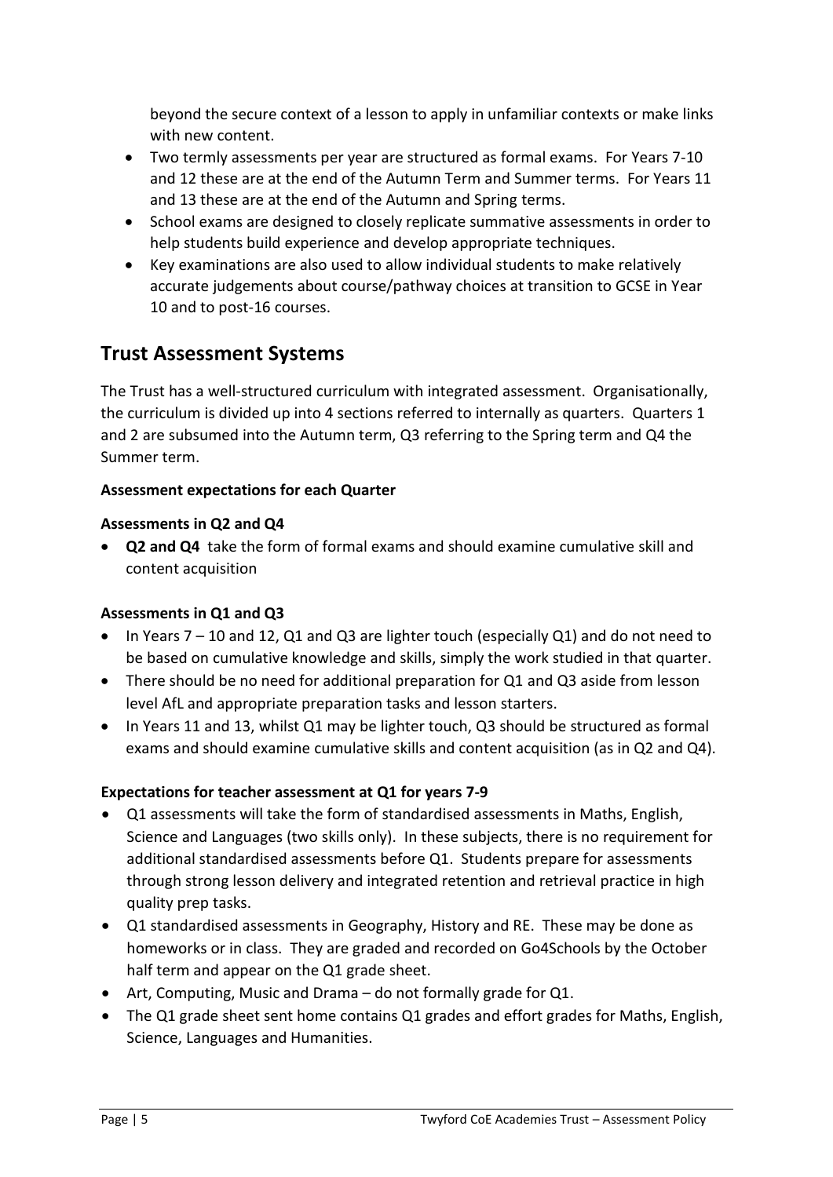beyond the secure context of a lesson to apply in unfamiliar contexts or make links with new content.

- Two termly assessments per year are structured as formal exams. For Years 7-10 and 12 these are at the end of the Autumn Term and Summer terms. For Years 11 and 13 these are at the end of the Autumn and Spring terms.
- School exams are designed to closely replicate summative assessments in order to help students build experience and develop appropriate techniques.
- Key examinations are also used to allow individual students to make relatively accurate judgements about course/pathway choices at transition to GCSE in Year 10 and to post-16 courses.

## Trust Assessment Systems

The Trust has a well-structured curriculum with integrated assessment. Organisationally, the curriculum is divided up into 4 sections referred to internally as quarters. Quarters 1 and 2 are subsumed into the Autumn term, Q3 referring to the Spring term and Q4 the Summer term.

**Assessment expectations for each Quarter**

**Assessments in Q2 and Q4**

- **Q2 and Q4** take the form of formal exams and should examine cumulative skill and content acquisition

**Assessments in Q1 and Q3**

- In Years 7 – 10 and 12, Q1 and Q3 are lighter touch (especially Q1) and do not need to be based on cumulative knowledge and skills, simply the work studied in that quarter.
- There should be no need for additional preparation for Q1 and Q3 aside from lesson level AfL and appropriate preparation tasks and lesson starters.
- In Years 11 and 13, whilst Q1 may be lighter touch, Q3 should be structured as formal exams and should examine cumulative skills and content acquisition (as in Q2 and Q4).

**Expectations for teacher assessment at Q1 for years 7-9**

- Q1 assessments will take the form of standardised assessments in Maths, English, Science and Languages (two skills only). In these subjects, there is no requirement for additional standardised assessments before Q1. Students prepare for assessments through strong lesson delivery and integrated retention and retrieval practice in high quality prep tasks.
- Q1 standardised assessments in Geography, History and RE. These may be done as homeworks or in class. They are graded and recorded on Go4Schools by the October half term and appear on the Q1 grade sheet.
- Art, Computing, Music and Drama – do not formally grade for Q1.
- The Q1 grade sheet sent home contains Q1 grades and effort grades for Maths, English, Science, Languages and Humanities.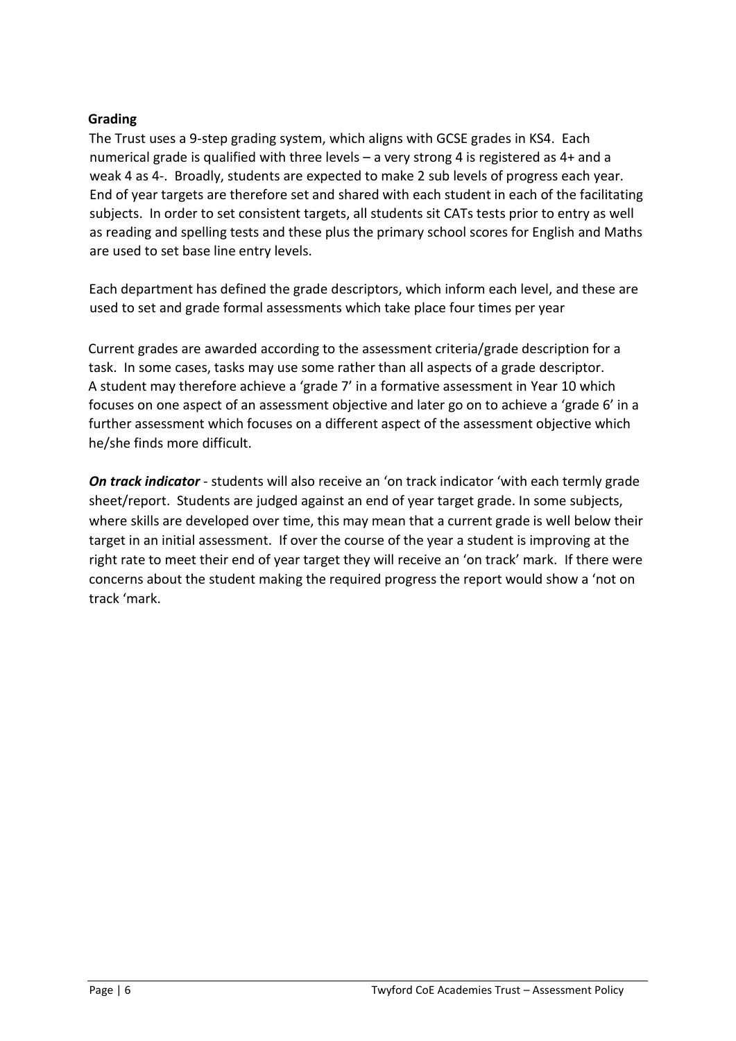**Grading**

The Trust uses a 9-step grading system, which aligns with GCSE grades in KS4. Each numerical grade is qualified with three levels – a very strong 4 is registered as 4+ and a weak 4 as 4-. Broadly, students are expected to make 2 sub levels of progress each year. End of year targets are therefore set and shared with each student in each of the facilitating subjects. In order to set consistent targets, all students sit CATs tests prior to entry as well as reading and spelling tests and these plus the primary school scores for English and Maths are used to set base line entry levels.

Each department has defined the grade descriptors, which inform each level, and these are used to set and grade formal assessments which take place four times per year

Current grades are awarded according to the assessment criteria/grade description for a task. In some cases, tasks may use some rather than all aspects of a grade descriptor. A student may therefore achieve a 'grade 7' in a formative assessment in Year 10 which focuses on one aspect of an assessment objective and later go on to achieve a 'grade 6' in a further assessment which focuses on a different aspect of the assessment objective which he/she finds more difficult.

***On track indicator*** - students will also receive an 'on track indicator 'with each termly grade sheet/report. Students are judged against an end of year target grade. In some subjects, where skills are developed over time, this may mean that a current grade is well below their target in an initial assessment. If over the course of the year a student is improving at the right rate to meet their end of year target they will receive an 'on track' mark. If there were concerns about the student making the required progress the report would show a 'not on track 'mark.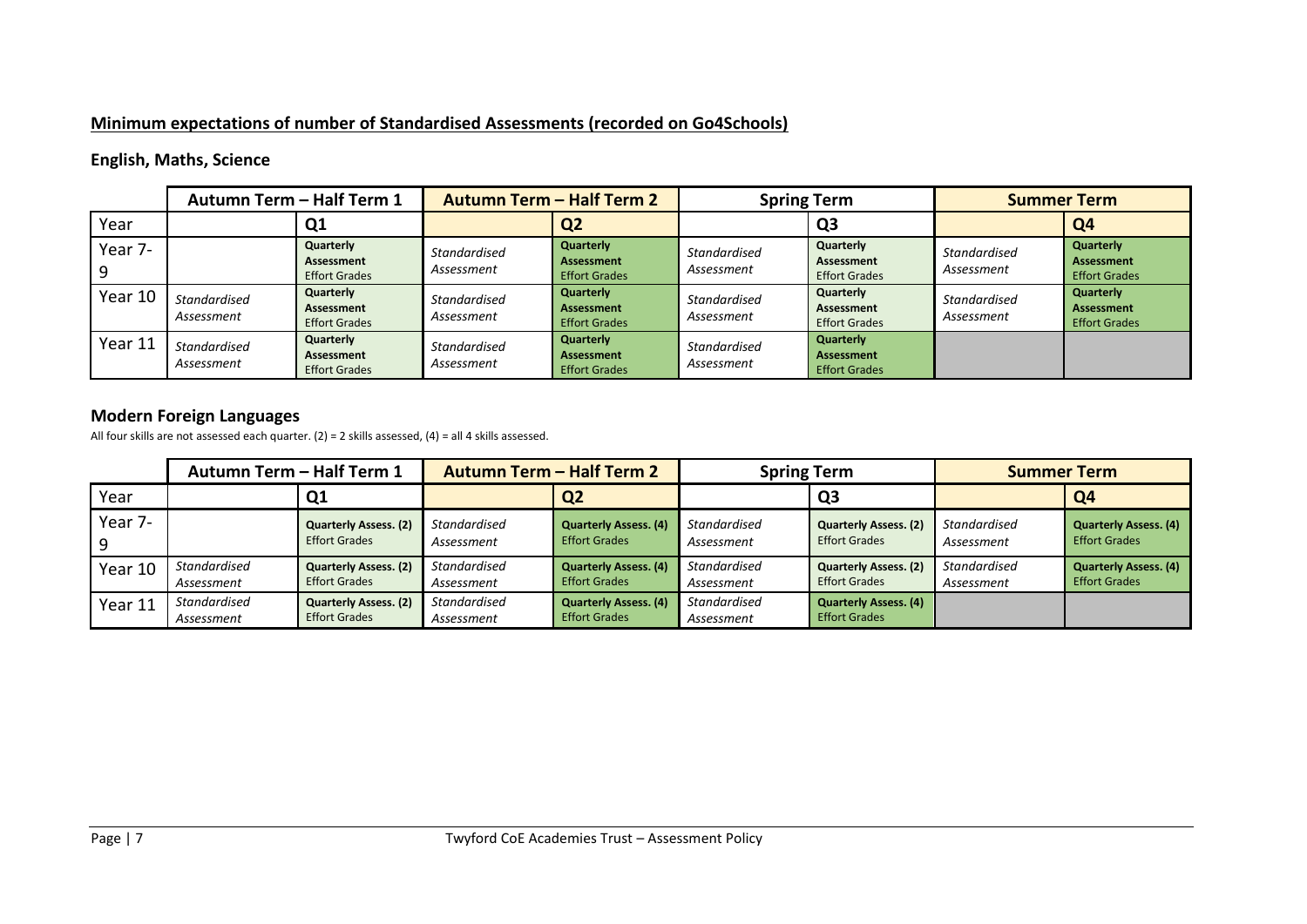## Minimum expectations of number of Standardised Assessments (recorded on Go4Schools)

### English, Maths, Science

| | Autumn Term – Half Term 1 | | Autumn Term – Half Term 2 | | Spring Term | | Summer Term | |
|---|---|---|---|---|---|---|---|---|
| Year | | Q1 | | Q2 | | Q3 | | Q4 |
| Year 7-9 | | **Quarterly Assessment** Effort Grades | *Standardised Assessment* | **Quarterly Assessment** Effort Grades | *Standardised Assessment* | **Quarterly Assessment** Effort Grades | *Standardised Assessment* | **Quarterly Assessment** Effort Grades |
| Year 10 | *Standardised Assessment* | **Quarterly Assessment** Effort Grades | *Standardised Assessment* | **Quarterly Assessment** Effort Grades | *Standardised Assessment* | **Quarterly Assessment** Effort Grades | *Standardised Assessment* | **Quarterly Assessment** Effort Grades |
| Year 11 | *Standardised Assessment* | **Quarterly Assessment** Effort Grades | *Standardised Assessment* | **Quarterly Assessment** Effort Grades | *Standardised Assessment* | **Quarterly Assessment** Effort Grades | | |

### Modern Foreign Languages

All four skills are not assessed each quarter. (2) = 2 skills assessed, (4) = all 4 skills assessed.

| | Autumn Term – Half Term 1 | | Autumn Term – Half Term 2 | | Spring Term | | Summer Term | |
|---|---|---|---|---|---|---|---|---|
| Year | | Q1 | | Q2 | | Q3 | | Q4 |
| Year 7-9 | | **Quarterly Assess. (2)** Effort Grades | *Standardised Assessment* | **Quarterly Assess. (4)** Effort Grades | *Standardised Assessment* | **Quarterly Assess. (2)** Effort Grades | *Standardised Assessment* | **Quarterly Assess. (4)** Effort Grades |
| Year 10 | *Standardised Assessment* | **Quarterly Assess. (2)** Effort Grades | *Standardised Assessment* | **Quarterly Assess. (4)** Effort Grades | *Standardised Assessment* | **Quarterly Assess. (2)** Effort Grades | *Standardised Assessment* | **Quarterly Assess. (4)** Effort Grades |
| Year 11 | *Standardised Assessment* | **Quarterly Assess. (2)** Effort Grades | *Standardised Assessment* | **Quarterly Assess. (4)** Effort Grades | *Standardised Assessment* | **Quarterly Assess. (4)** Effort Grades | | |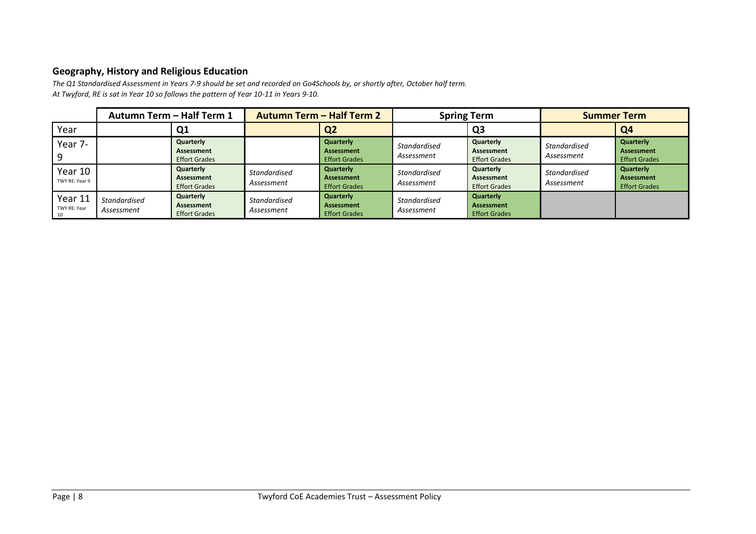### Geography, History and Religious Education

*The Q1 Standardised Assessment in Years 7-9 should be set and recorded on Go4Schools by, or shortly after, October half term.*
*At Twyford, RE is sat in Year 10 so follows the pattern of Year 10-11 in Years 9-10.*

| | Autumn Term – Half Term 1 | | Autumn Term – Half Term 2 | | Spring Term | | Summer Term | |
|---|---|---|---|---|---|---|---|---|
| Year | | Q1 | | Q2 | | Q3 | | Q4 |
| Year 7-9 | | **Quarterly Assessment** Effort Grades | | **Quarterly Assessment** Effort Grades | *Standardised Assessment* | **Quarterly Assessment** Effort Grades | *Standardised Assessment* | **Quarterly Assessment** Effort Grades |
| Year 10 TWY RE: Year 9 | | **Quarterly Assessment** Effort Grades | *Standardised Assessment* | **Quarterly Assessment** Effort Grades | *Standardised Assessment* | **Quarterly Assessment** Effort Grades | *Standardised Assessment* | **Quarterly Assessment** Effort Grades |
| Year 11 TWY RE: Year 10 | *Standardised Assessment* | **Quarterly Assessment** Effort Grades | *Standardised Assessment* | **Quarterly Assessment** Effort Grades | *Standardised Assessment* | **Quarterly Assessment** Effort Grades | | |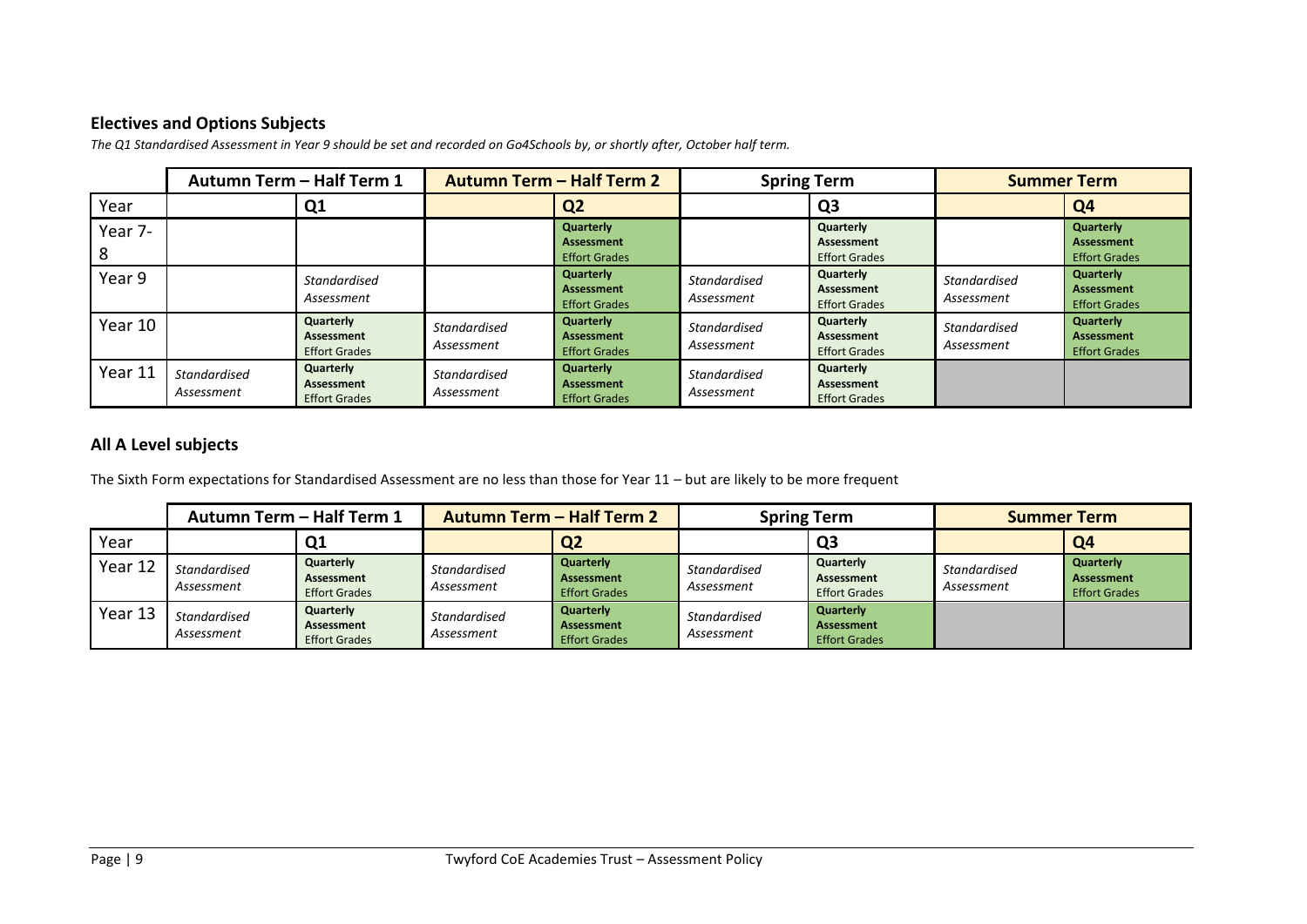## Electives and Options Subjects

*The Q1 Standardised Assessment in Year 9 should be set and recorded on Go4Schools by, or shortly after, October half term.*

| | Autumn Term – Half Term 1 | | Autumn Term – Half Term 2 | | Spring Term | | Summer Term | |
|---|---|---|---|---|---|---|---|---|
| Year | | Q1 | | Q2 | | Q3 | | Q4 |
| Year 7-8 | | | | **Quarterly Assessment** Effort Grades | | **Quarterly Assessment** Effort Grades | | **Quarterly Assessment** Effort Grades |
| Year 9 | | *Standardised Assessment* | | **Quarterly Assessment** Effort Grades | *Standardised Assessment* | **Quarterly Assessment** Effort Grades | *Standardised Assessment* | **Quarterly Assessment** Effort Grades |
| Year 10 | | **Quarterly Assessment** Effort Grades | *Standardised Assessment* | **Quarterly Assessment** Effort Grades | *Standardised Assessment* | **Quarterly Assessment** Effort Grades | *Standardised Assessment* | **Quarterly Assessment** Effort Grades |
| Year 11 | *Standardised Assessment* | **Quarterly Assessment** Effort Grades | *Standardised Assessment* | **Quarterly Assessment** Effort Grades | *Standardised Assessment* | **Quarterly Assessment** Effort Grades | | |

## All A Level subjects

The Sixth Form expectations for Standardised Assessment are no less than those for Year 11 – but are likely to be more frequent

| | Autumn Term – Half Term 1 | | Autumn Term – Half Term 2 | | Spring Term | | Summer Term | |
|---|---|---|---|---|---|---|---|---|
| Year | | Q1 | | Q2 | | Q3 | | Q4 |
| Year 12 | *Standardised Assessment* | **Quarterly Assessment** Effort Grades | *Standardised Assessment* | **Quarterly Assessment** Effort Grades | *Standardised Assessment* | **Quarterly Assessment** Effort Grades | *Standardised Assessment* | **Quarterly Assessment** Effort Grades |
| Year 13 | *Standardised Assessment* | **Quarterly Assessment** Effort Grades | *Standardised Assessment* | **Quarterly Assessment** Effort Grades | *Standardised Assessment* | **Quarterly Assessment** Effort Grades | | |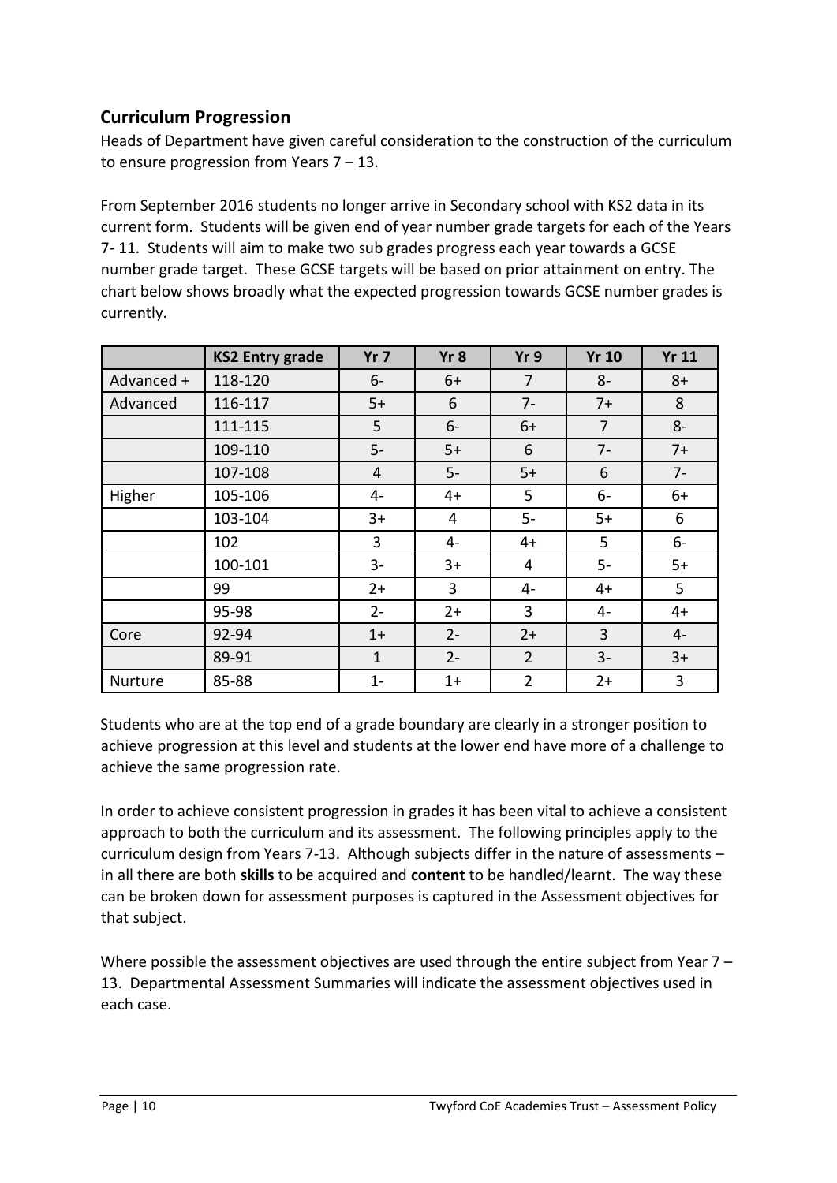## Curriculum Progression

Heads of Department have given careful consideration to the construction of the curriculum to ensure progression from Years 7 – 13.

From September 2016 students no longer arrive in Secondary school with KS2 data in its current form. Students will be given end of year number grade targets for each of the Years 7- 11. Students will aim to make two sub grades progress each year towards a GCSE number grade target. These GCSE targets will be based on prior attainment on entry. The chart below shows broadly what the expected progression towards GCSE number grades is currently.

| | KS2 Entry grade | Yr 7 | Yr 8 | Yr 9 | Yr 10 | Yr 11 |
|---|---|---|---|---|---|---|
| Advanced + | 118-120 | 6- | 6+ | 7 | 8- | 8+ |
| Advanced | 116-117 | 5+ | 6 | 7- | 7+ | 8 |
| | 111-115 | 5 | 6- | 6+ | 7 | 8- |
| | 109-110 | 5- | 5+ | 6 | 7- | 7+ |
| | 107-108 | 4 | 5- | 5+ | 6 | 7- |
| Higher | 105-106 | 4- | 4+ | 5 | 6- | 6+ |
| | 103-104 | 3+ | 4 | 5- | 5+ | 6 |
| | 102 | 3 | 4- | 4+ | 5 | 6- |
| | 100-101 | 3- | 3+ | 4 | 5- | 5+ |
| | 99 | 2+ | 3 | 4- | 4+ | 5 |
| | 95-98 | 2- | 2+ | 3 | 4- | 4+ |
| Core | 92-94 | 1+ | 2- | 2+ | 3 | 4- |
| | 89-91 | 1 | 2- | 2 | 3- | 3+ |
| Nurture | 85-88 | 1- | 1+ | 2 | 2+ | 3 |

Students who are at the top end of a grade boundary are clearly in a stronger position to achieve progression at this level and students at the lower end have more of a challenge to achieve the same progression rate.

In order to achieve consistent progression in grades it has been vital to achieve a consistent approach to both the curriculum and its assessment. The following principles apply to the curriculum design from Years 7-13. Although subjects differ in the nature of assessments – in all there are both **skills** to be acquired and **content** to be handled/learnt. The way these can be broken down for assessment purposes is captured in the Assessment objectives for that subject.

Where possible the assessment objectives are used through the entire subject from Year 7 – 13. Departmental Assessment Summaries will indicate the assessment objectives used in each case.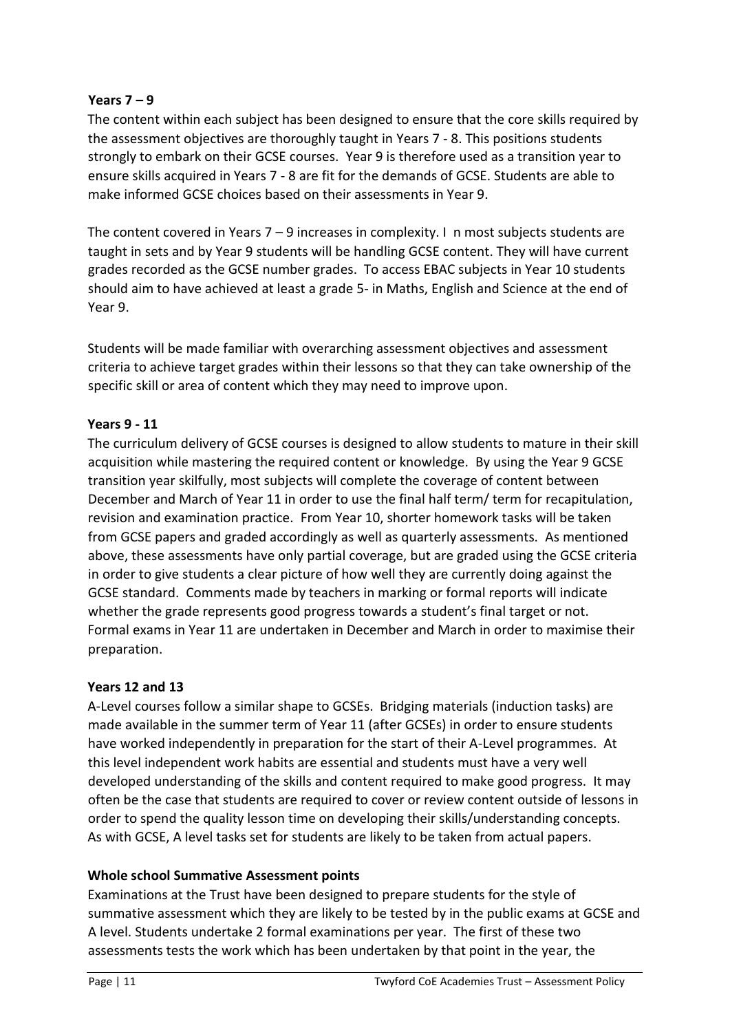**Years 7 – 9**

The content within each subject has been designed to ensure that the core skills required by the assessment objectives are thoroughly taught in Years 7 - 8. This positions students strongly to embark on their GCSE courses. Year 9 is therefore used as a transition year to ensure skills acquired in Years 7 - 8 are fit for the demands of GCSE. Students are able to make informed GCSE choices based on their assessments in Year 9.

The content covered in Years 7 – 9 increases in complexity. I n most subjects students are taught in sets and by Year 9 students will be handling GCSE content. They will have current grades recorded as the GCSE number grades. To access EBAC subjects in Year 10 students should aim to have achieved at least a grade 5- in Maths, English and Science at the end of Year 9.

Students will be made familiar with overarching assessment objectives and assessment criteria to achieve target grades within their lessons so that they can take ownership of the specific skill or area of content which they may need to improve upon.

**Years 9 - 11**

The curriculum delivery of GCSE courses is designed to allow students to mature in their skill acquisition while mastering the required content or knowledge. By using the Year 9 GCSE transition year skilfully, most subjects will complete the coverage of content between December and March of Year 11 in order to use the final half term/ term for recapitulation, revision and examination practice. From Year 10, shorter homework tasks will be taken from GCSE papers and graded accordingly as well as quarterly assessments. As mentioned above, these assessments have only partial coverage, but are graded using the GCSE criteria in order to give students a clear picture of how well they are currently doing against the GCSE standard. Comments made by teachers in marking or formal reports will indicate whether the grade represents good progress towards a student's final target or not. Formal exams in Year 11 are undertaken in December and March in order to maximise their preparation.

**Years 12 and 13**

A-Level courses follow a similar shape to GCSEs. Bridging materials (induction tasks) are made available in the summer term of Year 11 (after GCSEs) in order to ensure students have worked independently in preparation for the start of their A-Level programmes. At this level independent work habits are essential and students must have a very well developed understanding of the skills and content required to make good progress. It may often be the case that students are required to cover or review content outside of lessons in order to spend the quality lesson time on developing their skills/understanding concepts. As with GCSE, A level tasks set for students are likely to be taken from actual papers.

**Whole school Summative Assessment points**

Examinations at the Trust have been designed to prepare students for the style of summative assessment which they are likely to be tested by in the public exams at GCSE and A level. Students undertake 2 formal examinations per year. The first of these two assessments tests the work which has been undertaken by that point in the year, the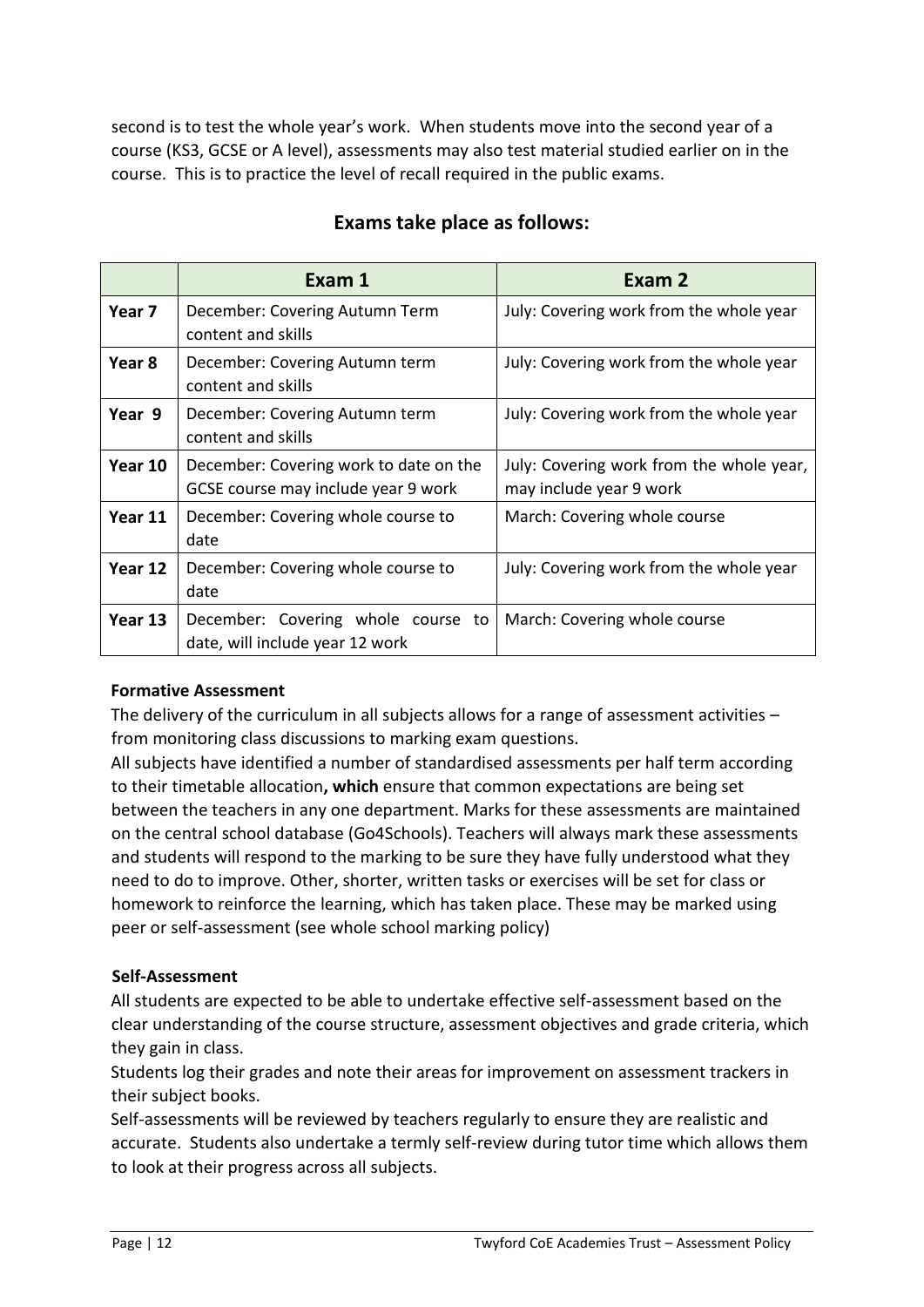second is to test the whole year's work. When students move into the second year of a course (KS3, GCSE or A level), assessments may also test material studied earlier on in the course. This is to practice the level of recall required in the public exams.

## Exams take place as follows:

| | Exam 1 | Exam 2 |
|---|---|---|
| **Year 7** | December: Covering Autumn Term content and skills | July: Covering work from the whole year |
| **Year 8** | December: Covering Autumn term content and skills | July: Covering work from the whole year |
| **Year 9** | December: Covering Autumn term content and skills | July: Covering work from the whole year |
| **Year 10** | December: Covering work to date on the GCSE course may include year 9 work | July: Covering work from the whole year, may include year 9 work |
| **Year 11** | December: Covering whole course to date | March: Covering whole course |
| **Year 12** | December: Covering whole course to date | July: Covering work from the whole year |
| **Year 13** | December: Covering whole course to date, will include year 12 work | March: Covering whole course |

**Formative Assessment**

The delivery of the curriculum in all subjects allows for a range of assessment activities – from monitoring class discussions to marking exam questions.

All subjects have identified a number of standardised assessments per half term according to their timetable allocation**, which** ensure that common expectations are being set between the teachers in any one department. Marks for these assessments are maintained on the central school database (Go4Schools). Teachers will always mark these assessments and students will respond to the marking to be sure they have fully understood what they need to do to improve. Other, shorter, written tasks or exercises will be set for class or homework to reinforce the learning, which has taken place. These may be marked using peer or self-assessment (see whole school marking policy)

**Self-Assessment**

All students are expected to be able to undertake effective self-assessment based on the clear understanding of the course structure, assessment objectives and grade criteria, which they gain in class.

Students log their grades and note their areas for improvement on assessment trackers in their subject books.

Self-assessments will be reviewed by teachers regularly to ensure they are realistic and accurate. Students also undertake a termly self-review during tutor time which allows them to look at their progress across all subjects.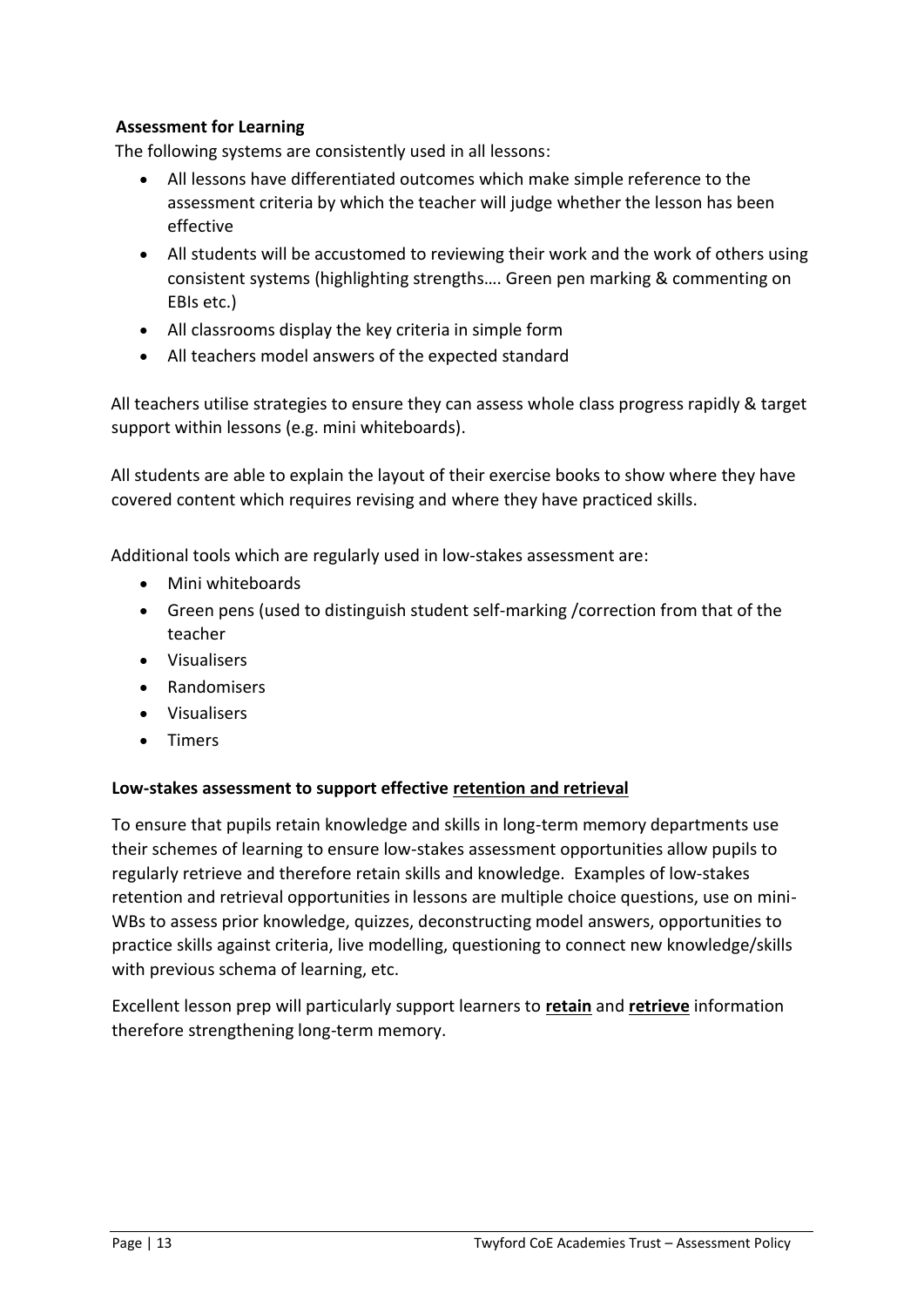**Assessment for Learning**

The following systems are consistently used in all lessons:

- All lessons have differentiated outcomes which make simple reference to the assessment criteria by which the teacher will judge whether the lesson has been effective
- All students will be accustomed to reviewing their work and the work of others using consistent systems (highlighting strengths…. Green pen marking & commenting on EBIs etc.)
- All classrooms display the key criteria in simple form
- All teachers model answers of the expected standard

All teachers utilise strategies to ensure they can assess whole class progress rapidly & target support within lessons (e.g. mini whiteboards).

All students are able to explain the layout of their exercise books to show where they have covered content which requires revising and where they have practiced skills.

Additional tools which are regularly used in low-stakes assessment are:

- Mini whiteboards
- Green pens (used to distinguish student self-marking /correction from that of the teacher
- Visualisers
- Randomisers
- Visualisers
- Timers

**Low-stakes assessment to support effective <u>retention and retrieval</u>**

To ensure that pupils retain knowledge and skills in long-term memory departments use their schemes of learning to ensure low-stakes assessment opportunities allow pupils to regularly retrieve and therefore retain skills and knowledge. Examples of low-stakes retention and retrieval opportunities in lessons are multiple choice questions, use on mini-WBs to assess prior knowledge, quizzes, deconstructing model answers, opportunities to practice skills against criteria, live modelling, questioning to connect new knowledge/skills with previous schema of learning, etc.

Excellent lesson prep will particularly support learners to **<u>retain</u>** and **<u>retrieve</u>** information therefore strengthening long-term memory.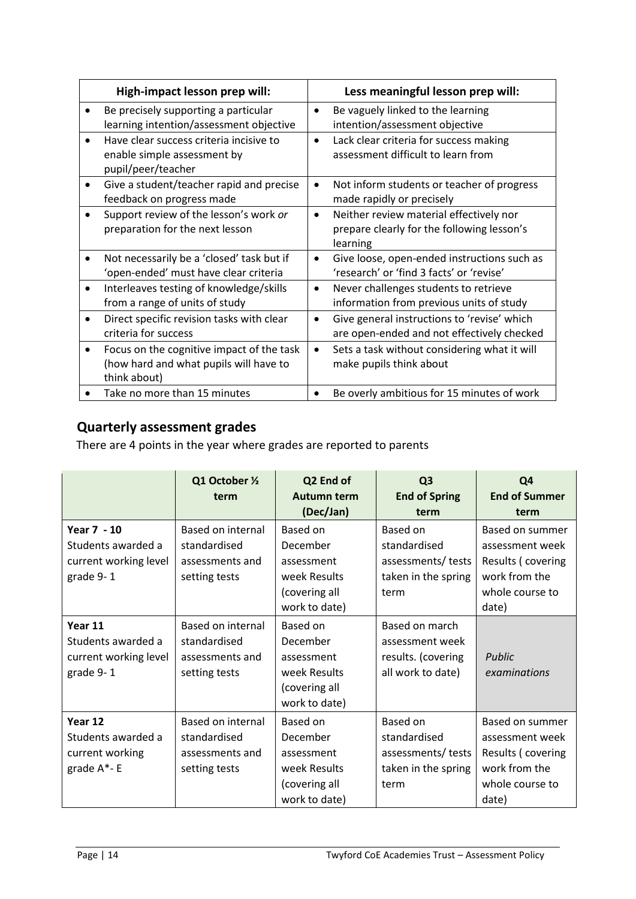| High-impact lesson prep will: | Less meaningful lesson prep will: |
|---|---|
| • Be precisely supporting a particular learning intention/assessment objective | • Be vaguely linked to the learning intention/assessment objective |
| • Have clear success criteria incisive to enable simple assessment by pupil/peer/teacher | • Lack clear criteria for success making assessment difficult to learn from |
| • Give a student/teacher rapid and precise feedback on progress made | • Not inform students or teacher of progress made rapidly or precisely |
| • Support review of the lesson's work *or* preparation for the next lesson | • Neither review material effectively nor prepare clearly for the following lesson's learning |
| • Not necessarily be a 'closed' task but if 'open-ended' must have clear criteria | • Give loose, open-ended instructions such as 'research' or 'find 3 facts' or 'revise' |
| • Interleaves testing of knowledge/skills from a range of units of study | • Never challenges students to retrieve information from previous units of study |
| • Direct specific revision tasks with clear criteria for success | • Give general instructions to 'revise' which are open-ended and not effectively checked |
| • Focus on the cognitive impact of the task (how hard and what pupils will have to think about) | • Sets a task without considering what it will make pupils think about |
| • Take no more than 15 minutes | • Be overly ambitious for 15 minutes of work |

## Quarterly assessment grades

There are 4 points in the year where grades are reported to parents

| | Q1 October ½ term | Q2 End of Autumn term (Dec/Jan) | Q3 End of Spring term | Q4 End of Summer term |
|---|---|---|---|---|
| **Year 7 - 10** Students awarded a current working level grade 9- 1 | Based on internal standardised assessments and setting tests | Based on December assessment week Results (covering all work to date) | Based on standardised assessments/ tests taken in the spring term | Based on summer assessment week Results ( covering work from the whole course to date) |
| **Year 11** Students awarded a current working level grade 9- 1 | Based on internal standardised assessments and setting tests | Based on December assessment week Results (covering all work to date) | Based on march assessment week results. (covering all work to date) | *Public examinations* |
| **Year 12** Students awarded a current working grade A*- E | Based on internal standardised assessments and setting tests | Based on December assessment week Results (covering all work to date) | Based on standardised assessments/ tests taken in the spring term | Based on summer assessment week Results ( covering work from the whole course to date) |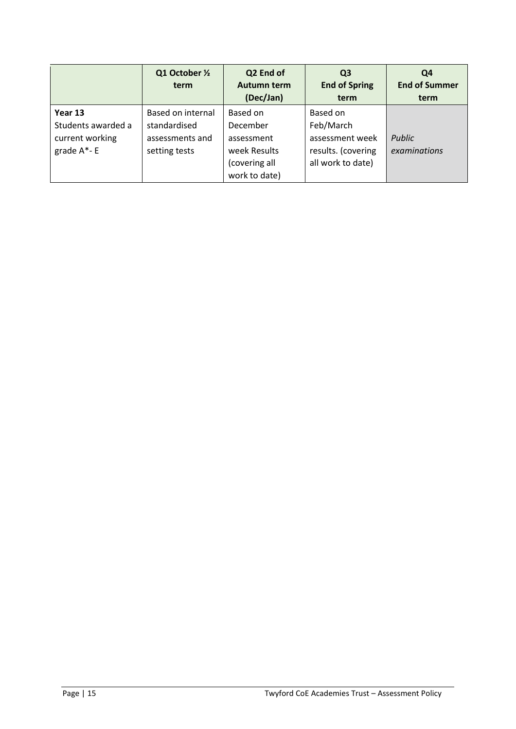| | Q1 October ½ term | Q2 End of Autumn term (Dec/Jan) | Q3 End of Spring term | Q4 End of Summer term |
|---|---|---|---|---|
| **Year 13** Students awarded a current working grade A*- E | Based on internal standardised assessments and setting tests | Based on December assessment week Results (covering all work to date) | Based on Feb/March assessment week results. (covering all work to date) | *Public examinations* |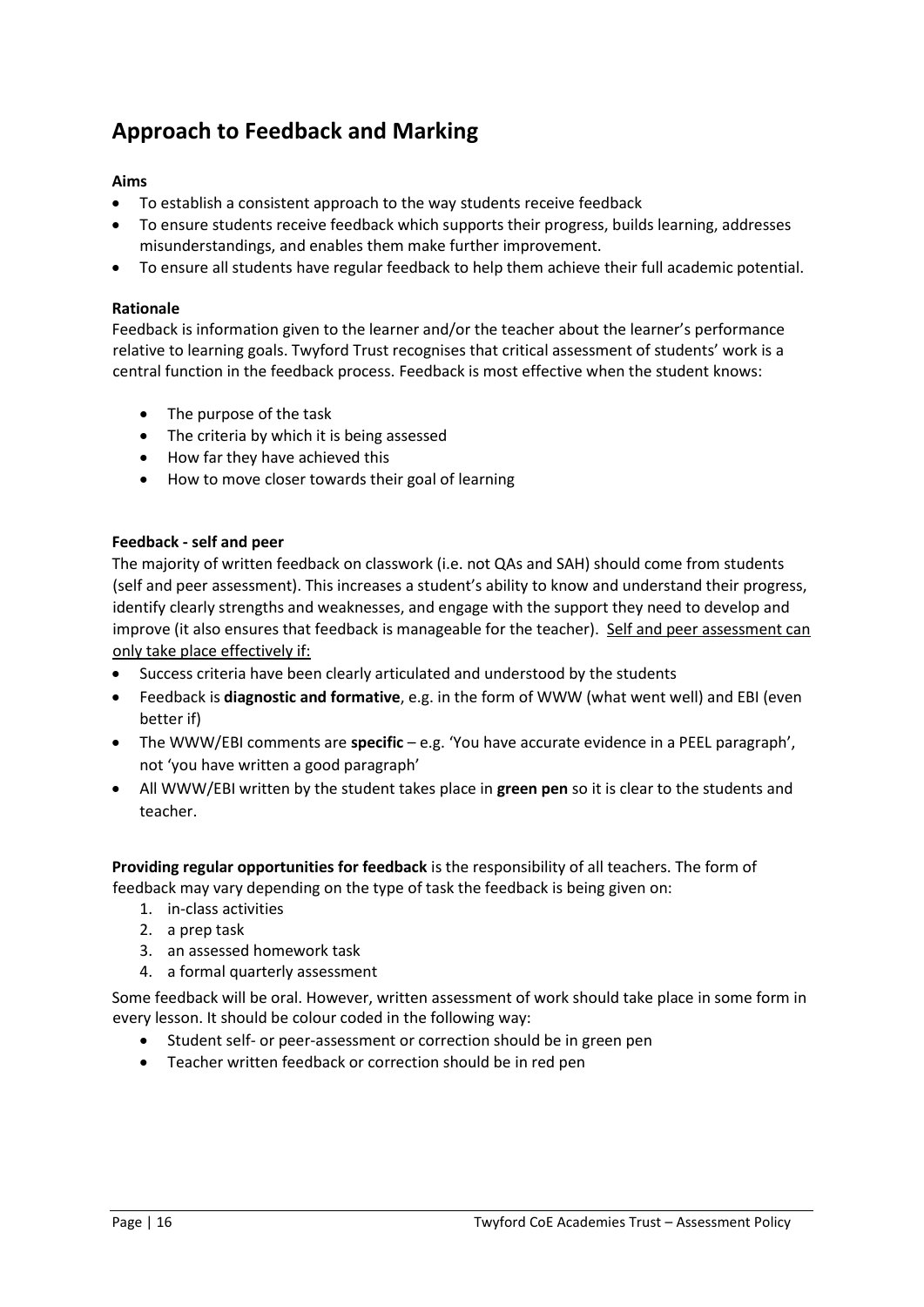## Approach to Feedback and Marking

**Aims**

- To establish a consistent approach to the way students receive feedback
- To ensure students receive feedback which supports their progress, builds learning, addresses misunderstandings, and enables them make further improvement.
- To ensure all students have regular feedback to help them achieve their full academic potential.

**Rationale**

Feedback is information given to the learner and/or the teacher about the learner's performance relative to learning goals. Twyford Trust recognises that critical assessment of students' work is a central function in the feedback process. Feedback is most effective when the student knows:

- The purpose of the task
- The criteria by which it is being assessed
- How far they have achieved this
- How to move closer towards their goal of learning

**Feedback - self and peer**

The majority of written feedback on classwork (i.e. not QAs and SAH) should come from students (self and peer assessment). This increases a student's ability to know and understand their progress, identify clearly strengths and weaknesses, and engage with the support they need to develop and improve (it also ensures that feedback is manageable for the teacher). <u>Self and peer assessment can only take place effectively if:</u>

- Success criteria have been clearly articulated and understood by the students
- Feedback is **diagnostic and formative**, e.g. in the form of WWW (what went well) and EBI (even better if)
- The WWW/EBI comments are **specific** – e.g. 'You have accurate evidence in a PEEL paragraph', not 'you have written a good paragraph'
- All WWW/EBI written by the student takes place in **green pen** so it is clear to the students and teacher.

**Providing regular opportunities for feedback** is the responsibility of all teachers. The form of feedback may vary depending on the type of task the feedback is being given on:

1. in-class activities
2. a prep task
3. an assessed homework task
4. a formal quarterly assessment

Some feedback will be oral. However, written assessment of work should take place in some form in every lesson. It should be colour coded in the following way:

- Student self- or peer-assessment or correction should be in green pen
- Teacher written feedback or correction should be in red pen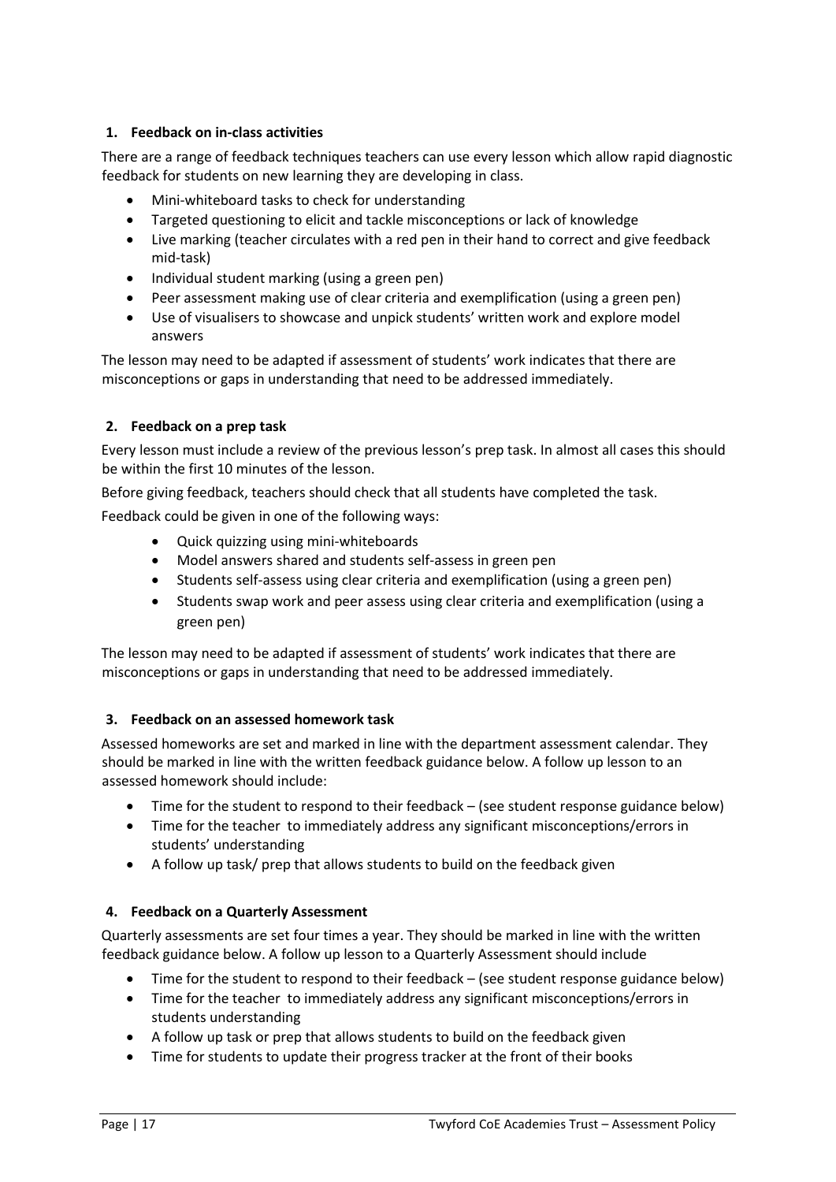### 1. Feedback on in-class activities

There are a range of feedback techniques teachers can use every lesson which allow rapid diagnostic feedback for students on new learning they are developing in class.

- Mini-whiteboard tasks to check for understanding
- Targeted questioning to elicit and tackle misconceptions or lack of knowledge
- Live marking (teacher circulates with a red pen in their hand to correct and give feedback mid-task)
- Individual student marking (using a green pen)
- Peer assessment making use of clear criteria and exemplification (using a green pen)
- Use of visualisers to showcase and unpick students' written work and explore model answers

The lesson may need to be adapted if assessment of students' work indicates that there are misconceptions or gaps in understanding that need to be addressed immediately.

### 2. Feedback on a prep task

Every lesson must include a review of the previous lesson's prep task. In almost all cases this should be within the first 10 minutes of the lesson.

Before giving feedback, teachers should check that all students have completed the task.

Feedback could be given in one of the following ways:

- Quick quizzing using mini-whiteboards
- Model answers shared and students self-assess in green pen
- Students self-assess using clear criteria and exemplification (using a green pen)
- Students swap work and peer assess using clear criteria and exemplification (using a green pen)

The lesson may need to be adapted if assessment of students' work indicates that there are misconceptions or gaps in understanding that need to be addressed immediately.

### 3. Feedback on an assessed homework task

Assessed homeworks are set and marked in line with the department assessment calendar. They should be marked in line with the written feedback guidance below. A follow up lesson to an assessed homework should include:

- Time for the student to respond to their feedback – (see student response guidance below)
- Time for the teacher to immediately address any significant misconceptions/errors in students' understanding
- A follow up task/ prep that allows students to build on the feedback given

### 4. Feedback on a Quarterly Assessment

Quarterly assessments are set four times a year. They should be marked in line with the written feedback guidance below. A follow up lesson to a Quarterly Assessment should include

- Time for the student to respond to their feedback – (see student response guidance below)
- Time for the teacher to immediately address any significant misconceptions/errors in students understanding
- A follow up task or prep that allows students to build on the feedback given
- Time for students to update their progress tracker at the front of their books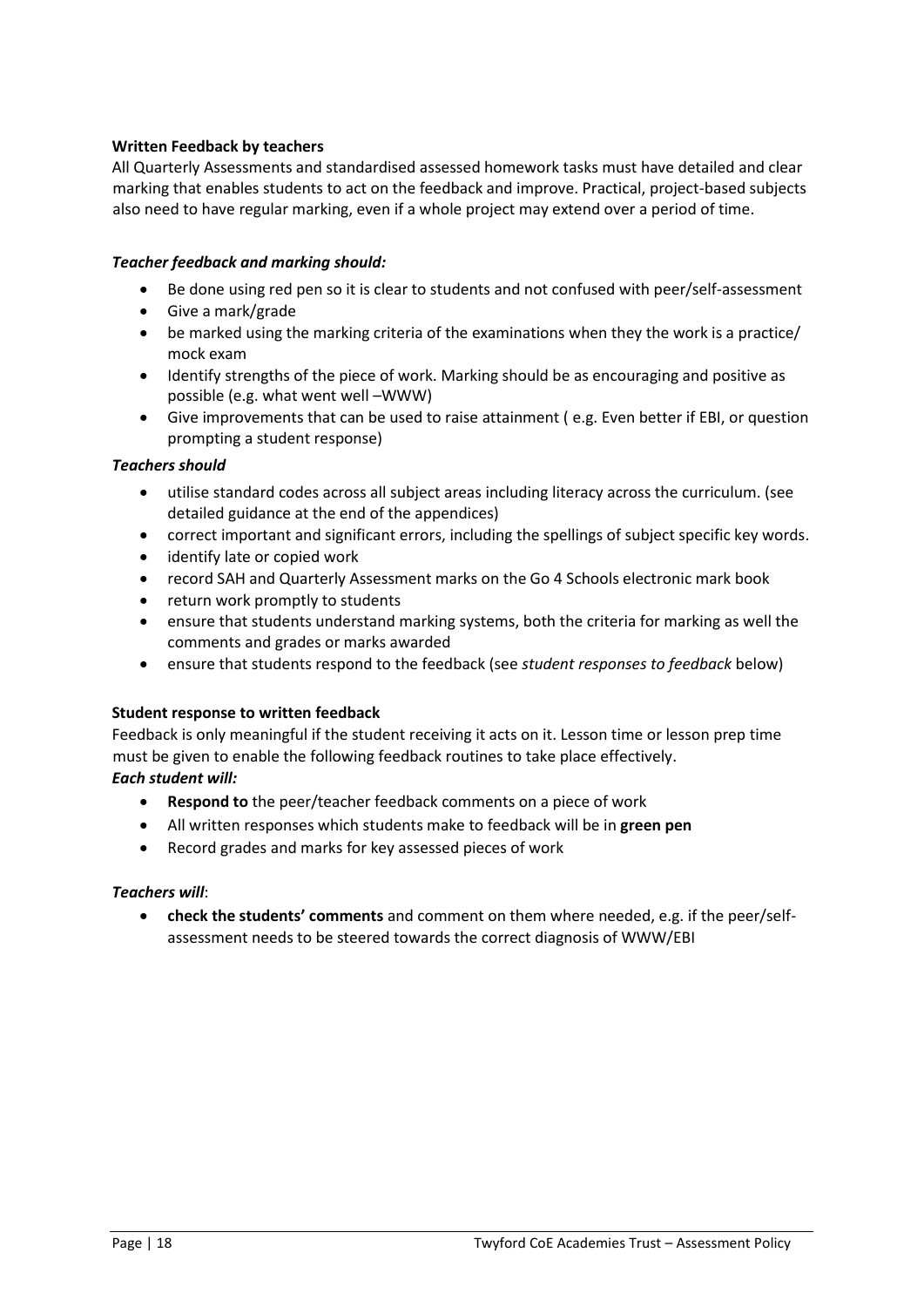**Written Feedback by teachers**

All Quarterly Assessments and standardised assessed homework tasks must have detailed and clear marking that enables students to act on the feedback and improve. Practical, project-based subjects also need to have regular marking, even if a whole project may extend over a period of time.

***Teacher feedback and marking should:***

- Be done using red pen so it is clear to students and not confused with peer/self-assessment
- Give a mark/grade
- be marked using the marking criteria of the examinations when they the work is a practice/ mock exam
- Identify strengths of the piece of work. Marking should be as encouraging and positive as possible (e.g. what went well –WWW)
- Give improvements that can be used to raise attainment ( e.g. Even better if EBI, or question prompting a student response)

***Teachers should***

- utilise standard codes across all subject areas including literacy across the curriculum. (see detailed guidance at the end of the appendices)
- correct important and significant errors, including the spellings of subject specific key words.
- identify late or copied work
- record SAH and Quarterly Assessment marks on the Go 4 Schools electronic mark book
- return work promptly to students
- ensure that students understand marking systems, both the criteria for marking as well the comments and grades or marks awarded
- ensure that students respond to the feedback (see *student responses to feedback* below)

**Student response to written feedback**

Feedback is only meaningful if the student receiving it acts on it. Lesson time or lesson prep time must be given to enable the following feedback routines to take place effectively.

***Each student will:***

- **Respond to** the peer/teacher feedback comments on a piece of work
- All written responses which students make to feedback will be in **green pen**
- Record grades and marks for key assessed pieces of work

***Teachers will***:

- **check the students' comments** and comment on them where needed, e.g. if the peer/self-assessment needs to be steered towards the correct diagnosis of WWW/EBI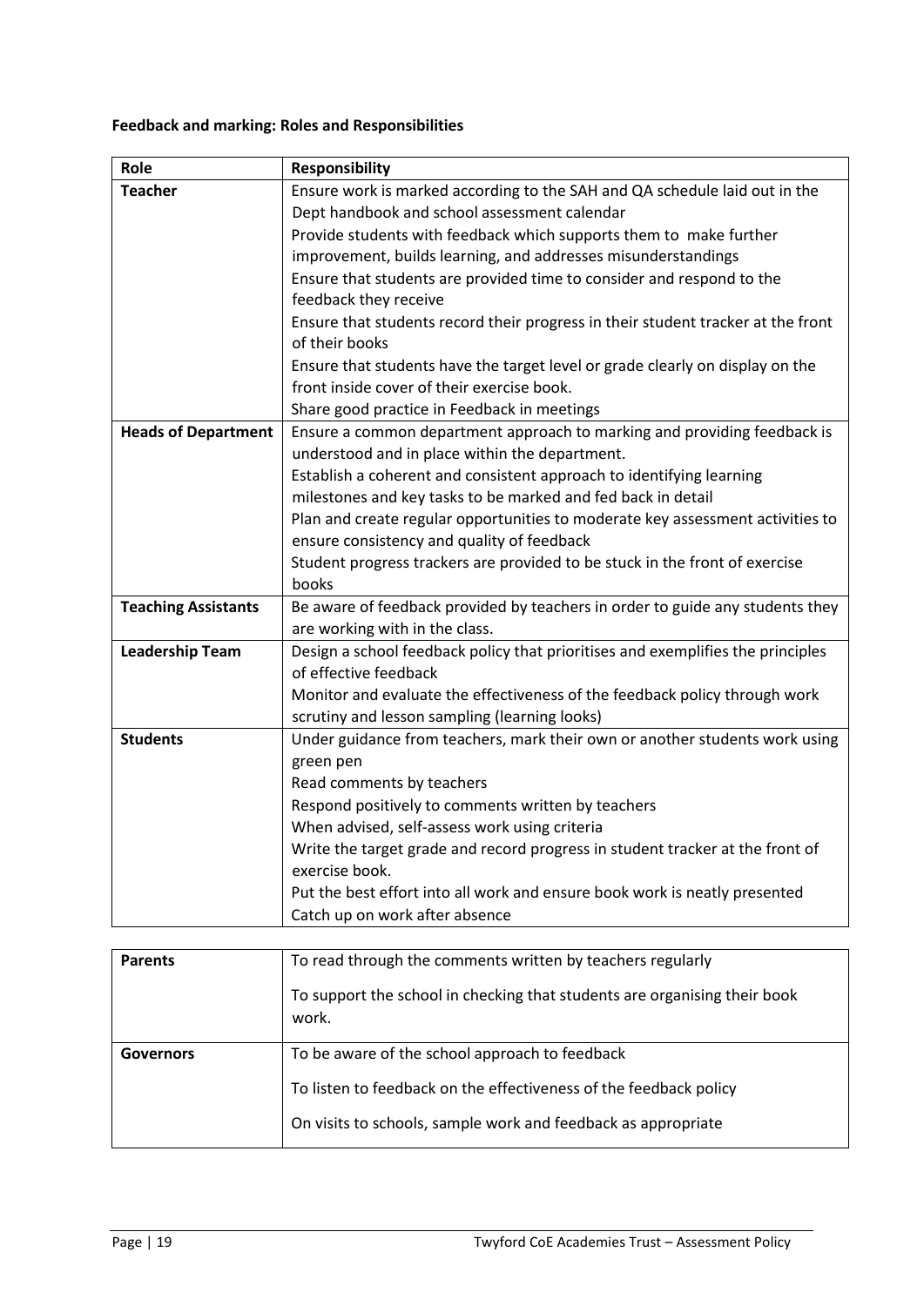**Feedback and marking: Roles and Responsibilities**

| Role | Responsibility |
|---|---|
| **Teacher** | Ensure work is marked according to the SAH and QA schedule laid out in the Dept handbook and school assessment calendar<br>Provide students with feedback which supports them to make further improvement, builds learning, and addresses misunderstandings<br>Ensure that students are provided time to consider and respond to the feedback they receive<br>Ensure that students record their progress in their student tracker at the front of their books<br>Ensure that students have the target level or grade clearly on display on the front inside cover of their exercise book.<br>Share good practice in Feedback in meetings |
| **Heads of Department** | Ensure a common department approach to marking and providing feedback is understood and in place within the department.<br>Establish a coherent and consistent approach to identifying learning milestones and key tasks to be marked and fed back in detail<br>Plan and create regular opportunities to moderate key assessment activities to ensure consistency and quality of feedback<br>Student progress trackers are provided to be stuck in the front of exercise books |
| **Teaching Assistants** | Be aware of feedback provided by teachers in order to guide any students they are working with in the class. |
| **Leadership Team** | Design a school feedback policy that prioritises and exemplifies the principles of effective feedback<br>Monitor and evaluate the effectiveness of the feedback policy through work scrutiny and lesson sampling (learning looks) |
| **Students** | Under guidance from teachers, mark their own or another students work using green pen<br>Read comments by teachers<br>Respond positively to comments written by teachers<br>When advised, self-assess work using criteria<br>Write the target grade and record progress in student tracker at the front of exercise book.<br>Put the best effort into all work and ensure book work is neatly presented<br>Catch up on work after absence |
| **Parents** | To read through the comments written by teachers regularly<br>To support the school in checking that students are organising their book work. |
| **Governors** | To be aware of the school approach to feedback<br>To listen to feedback on the effectiveness of the feedback policy<br>On visits to schools, sample work and feedback as appropriate |